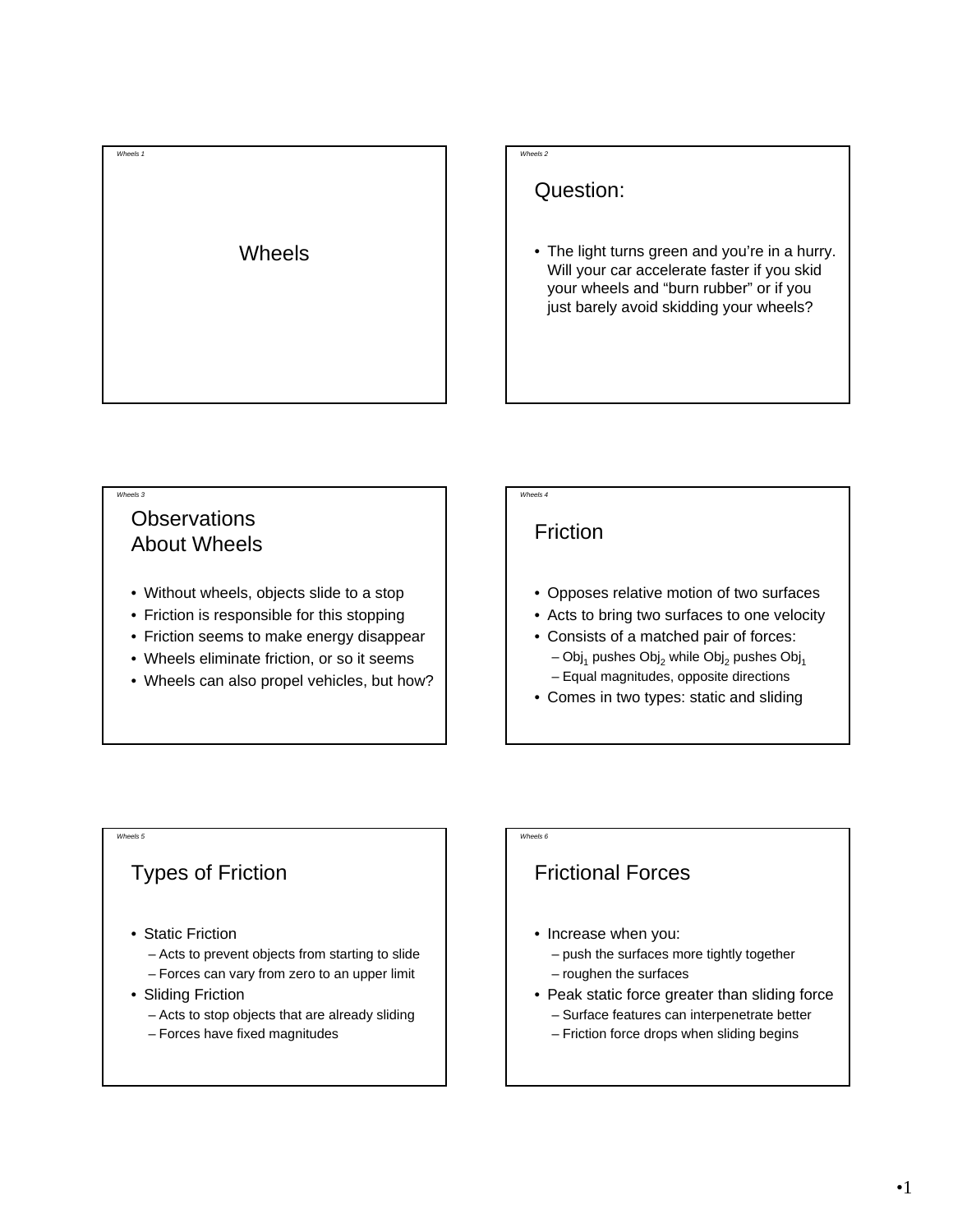# Wheels

## Question:

- The light turns green and you're in a hurry. Will your car accelerate faster if you skid your wheels and "burn rubber" or if you just barely avoid skidding your wheels?

## Observations About Wheels

- Without wheels, objects slide to a stop
- Friction is responsible for this stopping
- Friction seems to make energy disappear
- Wheels eliminate friction, or so it seems
- Wheels can also propel vehicles, but how?

## Friction

- Opposes relative motion of two surfaces
- Acts to bring two surfaces to one velocity
- Consists of a matched pair of forces:
  - $Obj_1$ pushes $Obj_2$ while $Obj_2$ pushes $Obj_1$
  - Equal magnitudes, opposite directions
- Comes in two types: static and sliding

## Types of Friction

- Static Friction
  - Acts to prevent objects from starting to slide
  - Forces can vary from zero to an upper limit
- Sliding Friction
  - Acts to stop objects that are already sliding
  - Forces have fixed magnitudes

## Frictional Forces

- Increase when you:
  - push the surfaces more tightly together
  - roughen the surfaces
- Peak static force greater than sliding force
  - Surface features can interpenetrate better
  - Friction force drops when sliding begins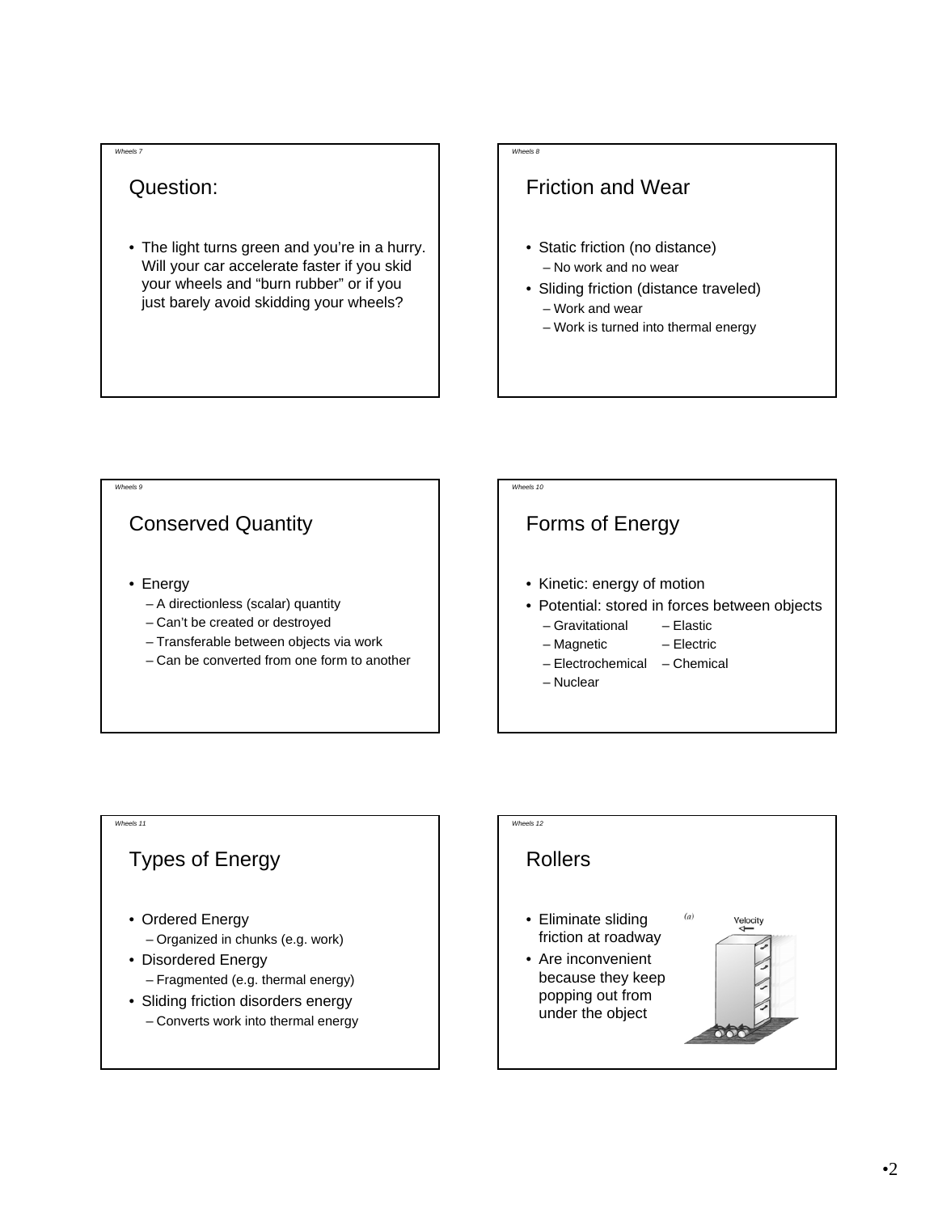## Question:

- The light turns green and you're in a hurry. Will your car accelerate faster if you skid your wheels and "burn rubber" or if you just barely avoid skidding your wheels?

## Friction and Wear

- Static friction (no distance)
  - No work and no wear
- Sliding friction (distance traveled)
  - Work and wear
  - Work is turned into thermal energy

## Conserved Quantity

- Energy
  - A directionless (scalar) quantity
  - Can't be created or destroyed
  - Transferable between objects via work
  - Can be converted from one form to another

## Forms of Energy

- Kinetic: energy of motion
- Potential: stored in forces between objects
  - Gravitational
  - Elastic
  - Magnetic
  - Electric
  - Electrochemical
  - Chemical
  - Nuclear

## Types of Energy

- Ordered Energy
  - Organized in chunks (e.g. work)
- Disordered Energy
  - Fragmented (e.g. thermal energy)
- Sliding friction disorders energy
  - Converts work into thermal energy

## Rollers

- Eliminate sliding friction at roadway
- Are inconvenient because they keep popping out from under the object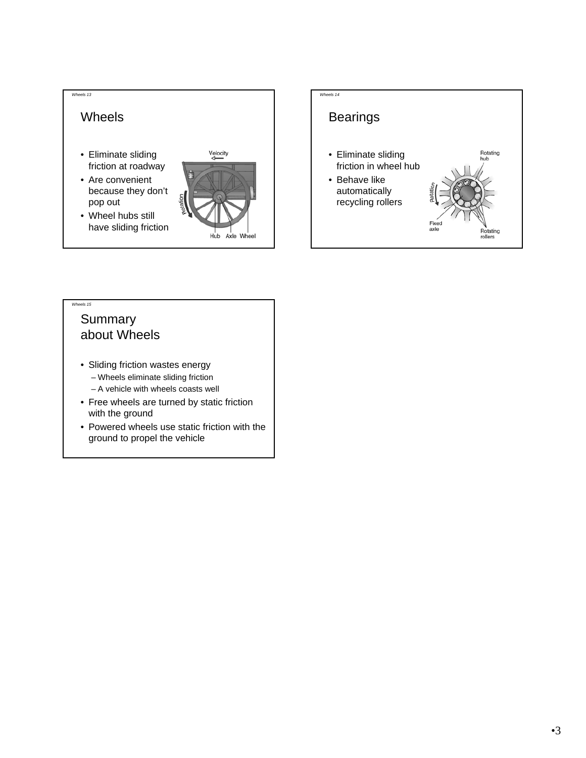## Wheels

- Eliminate sliding friction at roadway
- Are convenient because they don't pop out
- Wheel hubs still have sliding friction

Velocity

Rotation

Hub Axle Wheel

## Bearings

- Eliminate sliding friction in wheel hub
- Behave like automatically recycling rollers

Rotating hub

Rotation

Fixed axle

Rotating rollers

## Summary about Wheels

- Sliding friction wastes energy
  - Wheels eliminate sliding friction
  - A vehicle with wheels coasts well
- Free wheels are turned by static friction with the ground
- Powered wheels use static friction with the ground to propel the vehicle